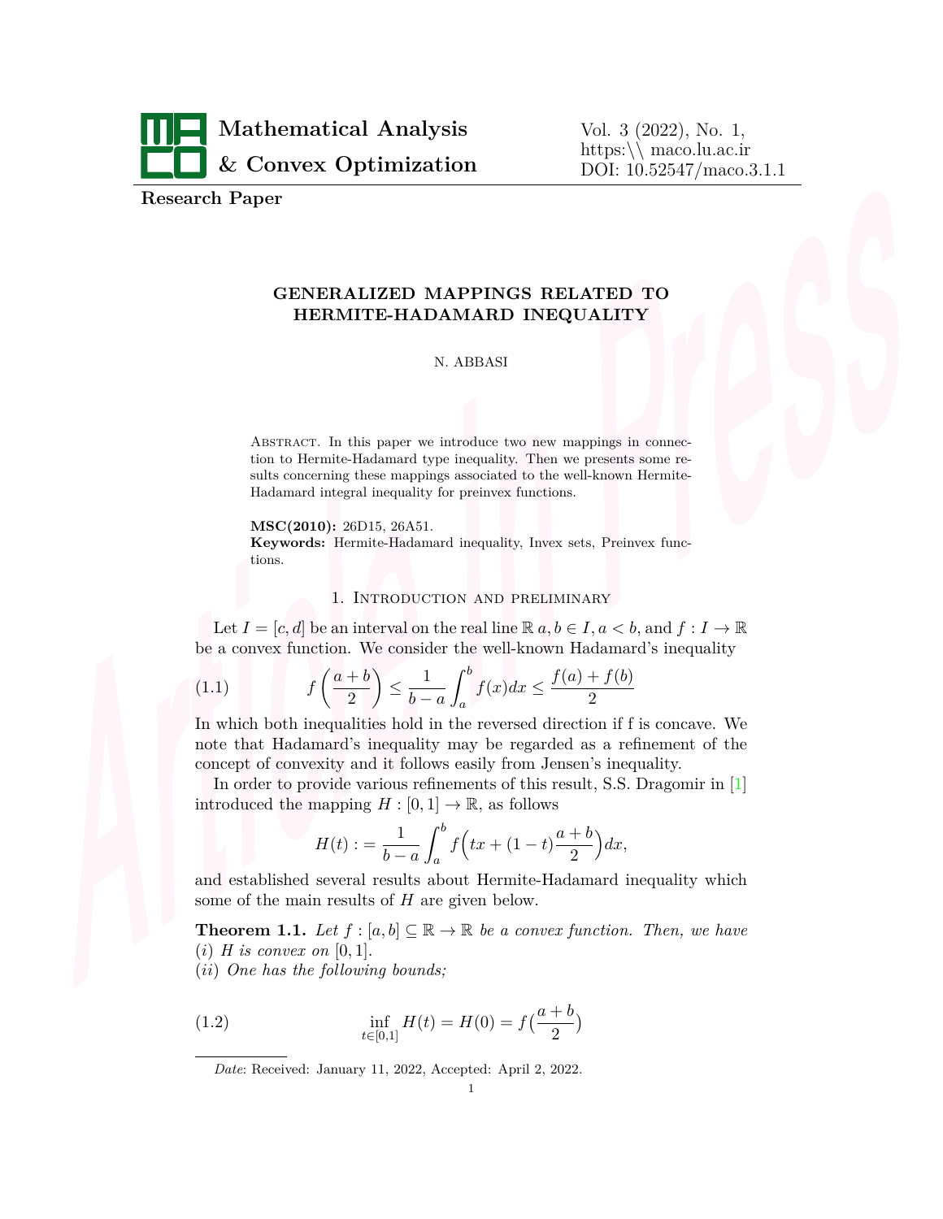**Research Paper**

# GENERALIZED MAPPINGS RELATED TO HERMITE-HADAMARD INEQUALITY

N. ABBASI

Abstract. In this paper we introduce two new mappings in connection to Hermite-Hadamard type inequality. Then we presents some results concerning these mappings associated to the well-known Hermite-Hadamard integral inequality for preinvex functions.

**MSC(2010):** 26D15, 26A51.

**Keywords:** Hermite-Hadamard inequality, Invex sets, Preinvex functions.

## 1. Introduction and preliminary

Let $I = [c, d]$ be an interval on the real line $\mathbb{R}$ $a, b \in I, a < b$, and $f : I \to \mathbb{R}$ be a convex function. We consider the well-known Hadamard's inequality

$$f\left(\frac{a+b}{2}\right) \leq \frac{1}{b-a}\int_a^b f(x)dx \leq \frac{f(a)+f(b)}{2} \tag{1.1}$$

In which both inequalities hold in the reversed direction if f is concave. We note that Hadamard's inequality may be regarded as a refinement of the concept of convexity and it follows easily from Jensen's inequality.

In order to provide various refinements of this result, S.S. Dragomir in [1] introduced the mapping $H : [0, 1] \to \mathbb{R}$, as follows

$$H(t) := \frac{1}{b-a}\int_a^b f\Big(tx + (1-t)\frac{a+b}{2}\Big)dx,$$

and established several results about Hermite-Hadamard inequality which some of the main results of $H$ are given below.

**Theorem 1.1.** *Let $f : [a, b] \subseteq \mathbb{R} \to \mathbb{R}$ be a convex function. Then, we have*
*(i) $H$ is convex on $[0, 1]$.*
*(ii) One has the following bounds;*

$$\inf_{t\in[0,1]} H(t) = H(0) = f\Big(\frac{a+b}{2}\Big) \tag{1.2}$$

*Date*: Received: January 11, 2022, Accepted: April 2, 2022.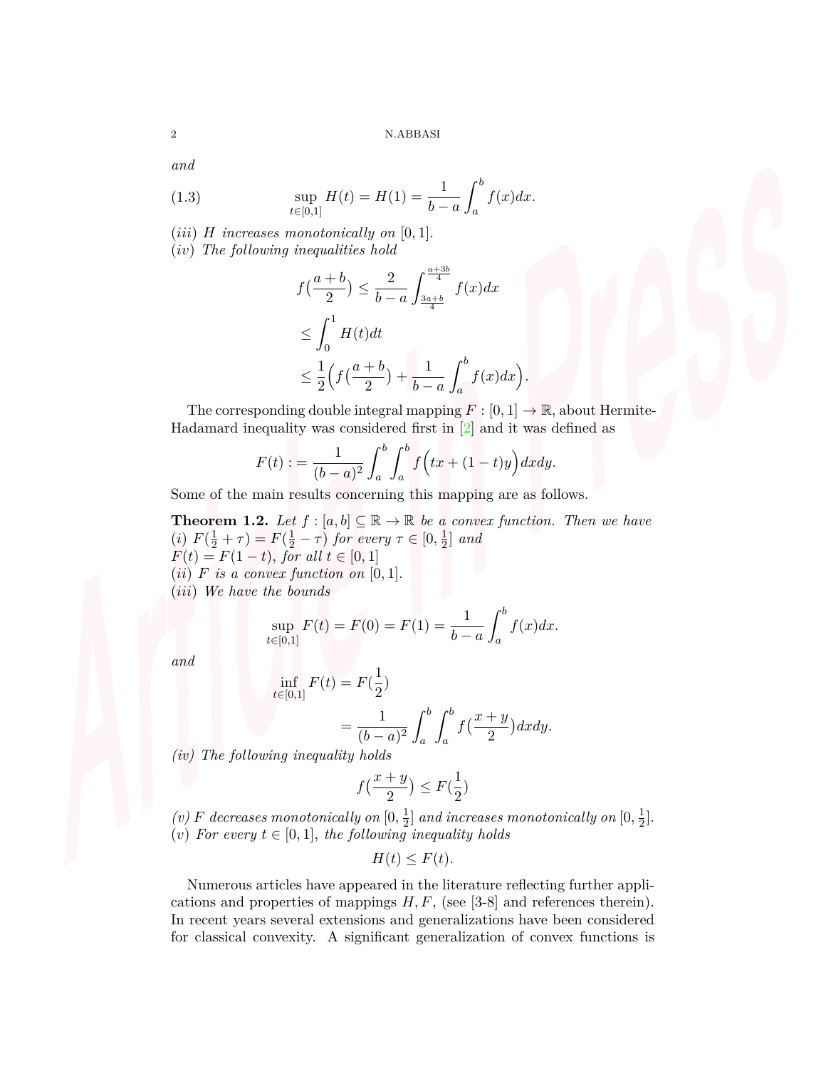*and*

$$\sup_{t\in[0,1]} H(t) = H(1) = \frac{1}{b-a}\int_a^b f(x)dx. \tag{1.3}$$

*(iii) H increases monotonically on* $[0,1]$.
*(iv) The following inequalities hold*

$$\begin{aligned} f\big(\frac{a+b}{2}\big) &\le \frac{2}{b-a}\int_{\frac{3a+b}{4}}^{\frac{a+3b}{4}} f(x)dx \\ &\le \int_0^1 H(t)dt \\ &\le \frac{1}{2}\Big(f\big(\frac{a+b}{2}\big) + \frac{1}{b-a}\int_a^b f(x)dx\Big). \end{aligned}$$

The corresponding double integral mapping $F:[0,1]\to\mathbb{R}$, about Hermite-Hadamard inequality was considered first in [2] and it was defined as

$$F(t) := \frac{1}{(b-a)^2}\int_a^b\int_a^b f\Big(tx + (1-t)y\Big)dxdy.$$

Some of the main results concerning this mapping are as follows.

**Theorem 1.2.** *Let* $f:[a,b]\subseteq\mathbb{R}\to\mathbb{R}$ *be a convex function. Then we have*
*(i)* $F(\frac{1}{2}+\tau) = F(\frac{1}{2}-\tau)$ *for every* $\tau\in[0,\frac{1}{2}]$ *and*
$F(t) = F(1-t)$, *for all* $t\in[0,1]$
*(ii) F is a convex function on* $[0,1]$.
*(iii) We have the bounds*

$$\sup_{t\in[0,1]} F(t) = F(0) = F(1) = \frac{1}{b-a}\int_a^b f(x)dx.$$

*and*

$$\begin{aligned} \inf_{t\in[0,1]} F(t) &= F(\frac{1}{2}) \\ &= \frac{1}{(b-a)^2}\int_a^b\int_a^b f\big(\frac{x+y}{2}\big)dxdy. \end{aligned}$$

*(iv) The following inequality holds*

$$f\big(\frac{x+y}{2}\big) \le F(\frac{1}{2})$$

*(v) F decreases monotonically on* $[0,\frac{1}{2}]$ *and increases monotonically on* $[0,\frac{1}{2}]$.
*(v) For every* $t\in[0,1]$, *the following inequality holds*

$$H(t) \le F(t).$$

Numerous articles have appeared in the literature reflecting further applications and properties of mappings $H, F$, (see [3-8] and references therein). In recent years several extensions and generalizations have been considered for classical convexity. A significant generalization of convex functions is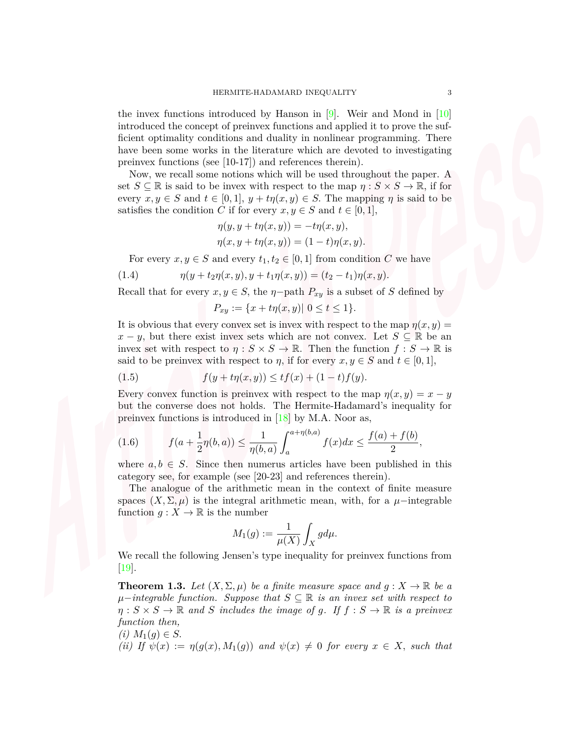the invex functions introduced by Hanson in [9]. Weir and Mond in [10] introduced the concept of preinvex functions and applied it to prove the sufficient optimality conditions and duality in nonlinear programming. There have been some works in the literature which are devoted to investigating preinvex functions (see [10-17]) and references therein).

Now, we recall some notions which will be used throughout the paper. A set $S \subseteq \mathbb{R}$ is said to be invex with respect to the map $\eta : S \times S \to \mathbb{R}$, if for every $x, y \in S$ and $t \in [0,1]$, $y + t\eta(x,y) \in S$. The mapping $\eta$ is said to be satisfies the condition $C$ if for every $x, y \in S$ and $t \in [0,1]$,

$$\eta(y, y + t\eta(x,y)) = -t\eta(x,y),$$
$$\eta(x, y + t\eta(x,y)) = (1-t)\eta(x,y).$$

For every $x, y \in S$ and every $t_1, t_2 \in [0,1]$ from condition $C$ we have

$$\eta(y + t_2\eta(x,y), y + t_1\eta(x,y)) = (t_2 - t_1)\eta(x,y). \tag{1.4}$$

Recall that for every $x, y \in S$, the $\eta-$path $P_{xy}$ is a subset of $S$ defined by

$$P_{xy} := \{x + t\eta(x,y) |\ 0 \le t \le 1\}.$$

It is obvious that every convex set is invex with respect to the map $\eta(x,y) = x - y$, but there exist invex sets which are not convex. Let $S \subseteq \mathbb{R}$ be an invex set with respect to $\eta : S \times S \to \mathbb{R}$. Then the function $f : S \to \mathbb{R}$ is said to be preinvex with respect to $\eta$, if for every $x, y \in S$ and $t \in [0,1]$,

$$f(y + t\eta(x,y)) \le tf(x) + (1-t)f(y). \tag{1.5}$$

Every convex function is preinvex with respect to the map $\eta(x,y) = x - y$ but the converse does not holds. The Hermite-Hadamard's inequality for preinvex functions is introduced in [18] by M.A. Noor as,

$$f(a + \frac{1}{2}\eta(b,a)) \le \frac{1}{\eta(b,a)}\int_a^{a+\eta(b,a)} f(x)dx \le \frac{f(a)+f(b)}{2}, \tag{1.6}$$

where $a, b \in S$. Since then numerus articles have been published in this category see, for example (see [20-23] and references therein).

The analogue of the arithmetic mean in the context of finite measure spaces $(X, \Sigma, \mu)$ is the integral arithmetic mean, with, for a $\mu-$integrable function $g : X \to \mathbb{R}$ is the number

$$M_1(g) := \frac{1}{\mu(X)}\int_X g d\mu.$$

We recall the following Jensen's type inequality for preinvex functions from [19].

**Theorem 1.3.** *Let $(X, \Sigma, \mu)$ be a finite measure space and $g : X \to \mathbb{R}$ be a $\mu-$integrable function. Suppose that $S \subseteq \mathbb{R}$ is an invex set with respect to $\eta : S \times S \to \mathbb{R}$ and $S$ includes the image of $g$. If $f : S \to \mathbb{R}$ is a preinvex function then,*
*(i) $M_1(g) \in S$.*
*(ii) If $\psi(x) := \eta(g(x), M_1(g))$ and $\psi(x) \neq 0$ for every $x \in X$, such that*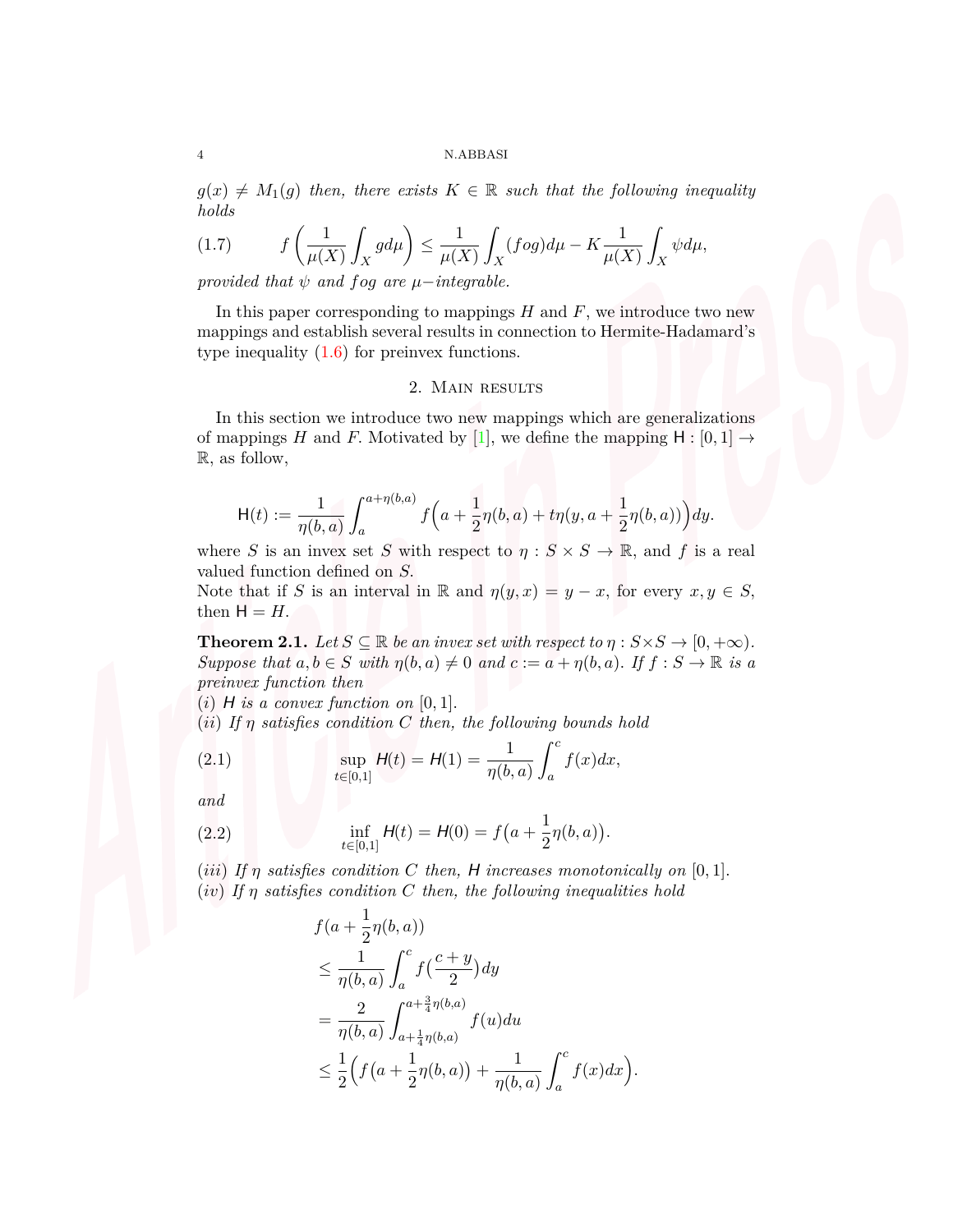*$g(x) \neq M_1(g)$ then, there exists $K \in \mathbb{R}$ such that the following inequality holds*

$$f\left(\frac{1}{\mu(X)}\int_X g d\mu\right) \leq \frac{1}{\mu(X)}\int_X (fog)d\mu - K\frac{1}{\mu(X)}\int_X \psi d\mu, \tag{1.7}$$

*provided that $\psi$ and $fog$ are $\mu-$integrable.*

In this paper corresponding to mappings $H$ and $F$, we introduce two new mappings and establish several results in connection to Hermite-Hadamard's type inequality (1.6) for preinvex functions.

## 2. Main results

In this section we introduce two new mappings which are generalizations of mappings $H$ and $F$. Motivated by [1], we define the mapping $\mathsf{H} : [0,1] \to \mathbb{R}$, as follow,

$$\mathsf{H}(t) := \frac{1}{\eta(b,a)}\int_a^{a+\eta(b,a)} f\Big(a + \frac{1}{2}\eta(b,a) + t\eta(y, a + \frac{1}{2}\eta(b,a))\Big)dy.$$

where $S$ is an invex set $S$ with respect to $\eta : S \times S \to \mathbb{R}$, and $f$ is a real valued function defined on $S$.
Note that if $S$ is an interval in $\mathbb{R}$ and $\eta(y,x) = y - x$, for every $x, y \in S$, then $\mathsf{H} = H$.

**Theorem 2.1.** *Let $S \subseteq \mathbb{R}$ be an invex set with respect to $\eta : S \times S \to [0, +\infty)$. Suppose that $a, b \in S$ with $\eta(b,a) \neq 0$ and $c := a + \eta(b,a)$. If $f : S \to \mathbb{R}$ is a preinvex function then*
*(i) $\mathsf{H}$ is a convex function on $[0,1]$.*
*(ii) If $\eta$ satisfies condition $C$ then, the following bounds hold*

$$\sup_{t\in[0,1]} \mathsf{H}(t) = \mathsf{H}(1) = \frac{1}{\eta(b,a)}\int_a^c f(x)dx, \tag{2.1}$$

*and*

$$\inf_{t\in[0,1]} \mathsf{H}(t) = \mathsf{H}(0) = f\big(a + \frac{1}{2}\eta(b,a)\big). \tag{2.2}$$

*(iii) If $\eta$ satisfies condition $C$ then, $\mathsf{H}$ increases monotonically on $[0,1]$.*
*(iv) If $\eta$ satisfies condition $C$ then, the following inequalities hold*

$$\begin{aligned}
&f(a + \frac{1}{2}\eta(b,a)) \\
&\leq \frac{1}{\eta(b,a)}\int_a^c f(\frac{c+y}{2})dy \\
&= \frac{2}{\eta(b,a)}\int_{a+\frac{1}{4}\eta(b,a)}^{a+\frac{3}{4}\eta(b,a)} f(u)du \\
&\leq \frac{1}{2}\Big(f\big(a + \frac{1}{2}\eta(b,a)\big) + \frac{1}{\eta(b,a)}\int_a^c f(x)dx\Big).
\end{aligned}$$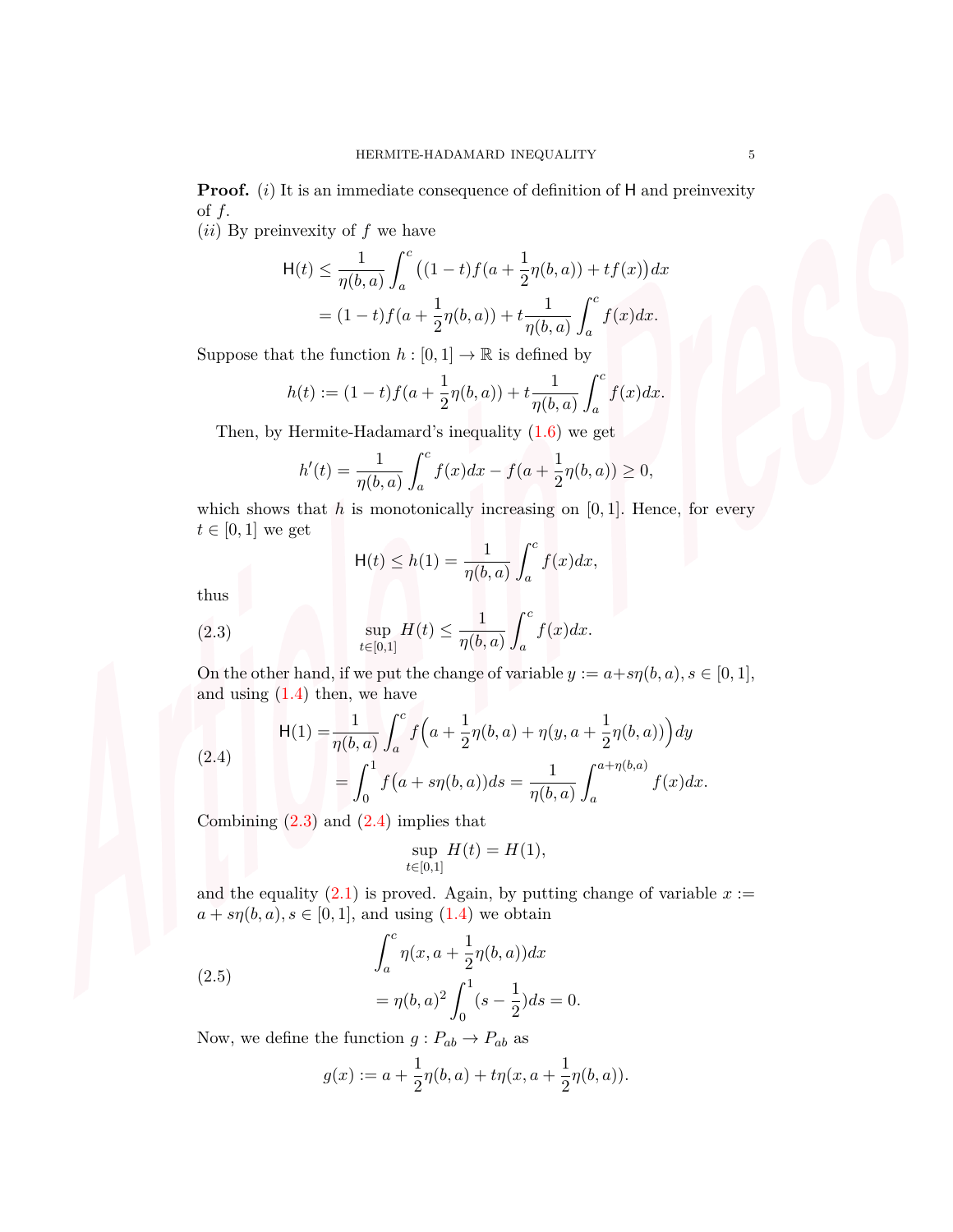**Proof.** $(i)$ It is an immediate consequence of definition of $\mathsf{H}$ and preinvexity of $f$.

$(ii)$ By preinvexity of $f$ we have

$$\begin{aligned}
\mathsf{H}(t) &\leq \frac{1}{\eta(b,a)} \int_a^c \big((1-t)f(a+\frac{1}{2}\eta(b,a)) + tf(x)\big)dx \\
&= (1-t)f(a+\frac{1}{2}\eta(b,a)) + t\frac{1}{\eta(b,a)}\int_a^c f(x)dx.
\end{aligned}$$

Suppose that the function $h : [0,1] \to \mathbb{R}$ is defined by

$$h(t) := (1-t)f(a+\frac{1}{2}\eta(b,a)) + t\frac{1}{\eta(b,a)}\int_a^c f(x)dx.$$

Then, by Hermite-Hadamard's inequality (1.6) we get

$$h'(t) = \frac{1}{\eta(b,a)}\int_a^c f(x)dx - f(a+\frac{1}{2}\eta(b,a)) \geq 0,$$

which shows that $h$ is monotonically increasing on $[0,1]$. Hence, for every $t \in [0,1]$ we get

$$\mathsf{H}(t) \leq h(1) = \frac{1}{\eta(b,a)}\int_a^c f(x)dx,$$

thus

$$\sup_{t\in[0,1]} H(t) \leq \frac{1}{\eta(b,a)}\int_a^c f(x)dx. \tag{2.3}$$

On the other hand, if we put the change of variable $y := a+s\eta(b,a)$, $s \in [0,1]$, and using (1.4) then, we have

$$\begin{aligned}
\mathsf{H}(1) =& \frac{1}{\eta(b,a)}\int_a^c f\Big(a+\frac{1}{2}\eta(b,a)+\eta(y,a+\frac{1}{2}\eta(b,a))\Big)dy \\
=& \int_0^1 f\big(a+s\eta(b,a)\big)ds = \frac{1}{\eta(b,a)}\int_a^{a+\eta(b,a)} f(x)dx.
\end{aligned} \tag{2.4}$$

Combining (2.3) and (2.4) implies that

$$\sup_{t\in[0,1]} H(t) = H(1),$$

and the equality (2.1) is proved. Again, by putting change of variable $x := a + s\eta(b,a)$, $s \in [0,1]$, and using (1.4) we obtain

$$\begin{aligned}
&\int_a^c \eta(x, a+\frac{1}{2}\eta(b,a))dx \\
&= \eta(b,a)^2 \int_0^1 (s-\frac{1}{2})ds = 0.
\end{aligned} \tag{2.5}$$

Now, we define the function $g : P_{ab} \to P_{ab}$ as

$$g(x) := a + \frac{1}{2}\eta(b,a) + t\eta(x, a+\frac{1}{2}\eta(b,a)).$$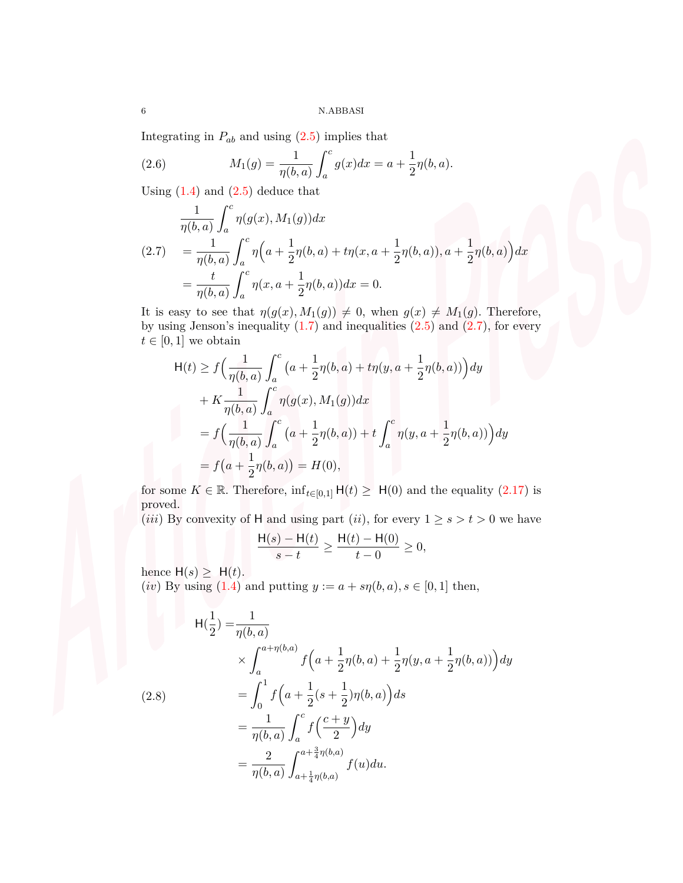Integrating in $P_{ab}$ and using (2.5) implies that

$$M_1(g) = \frac{1}{\eta(b,a)} \int_a^c g(x)dx = a + \frac{1}{2}\eta(b,a). \tag{2.6}$$

Using (1.4) and (2.5) deduce that

$$\begin{aligned}
&\frac{1}{\eta(b,a)} \int_a^c \eta(g(x), M_1(g))dx \\
&= \frac{1}{\eta(b,a)} \int_a^c \eta\Big(a + \frac{1}{2}\eta(b,a) + t\eta(x, a + \frac{1}{2}\eta(b,a)), a + \frac{1}{2}\eta(b,a)\Big)dx \\
&= \frac{t}{\eta(b,a)} \int_a^c \eta(x, a + \frac{1}{2}\eta(b,a))dx = 0.
\end{aligned} \tag{2.7}$$

It is easy to see that $\eta(g(x), M_1(g)) \neq 0$, when $g(x) \neq M_1(g)$. Therefore, by using Jenson's inequality (1.7) and inequalities (2.5) and (2.7), for every $t \in [0,1]$ we obtain

$$\begin{aligned}
\mathsf{H}(t) &\geq f\Big(\frac{1}{\eta(b,a)} \int_a^c \big(a + \frac{1}{2}\eta(b,a) + t\eta(y, a + \frac{1}{2}\eta(b,a))\big)dy \\
&\quad + K\frac{1}{\eta(b,a)} \int_a^c \eta(g(x), M_1(g))dx \\
&= f\Big(\frac{1}{\eta(b,a)} \int_a^c \big(a + \frac{1}{2}\eta(b,a)\big) + t\int_a^c \eta(y, a + \frac{1}{2}\eta(b,a))\Big)dy \\
&= f\big(a + \frac{1}{2}\eta(b,a)\big) = H(0),
\end{aligned}$$

for some $K \in \mathbb{R}$. Therefore, $\inf_{t\in[0,1]} \mathsf{H}(t) \geq \mathsf{H}(0)$ and the equality (2.17) is proved.

$(iii)$ By convexity of $\mathsf{H}$ and using part $(ii)$, for every $1 \geq s > t > 0$ we have

$$\frac{\mathsf{H}(s) - \mathsf{H}(t)}{s - t} \geq \frac{\mathsf{H}(t) - \mathsf{H}(0)}{t - 0} \geq 0,$$

hence $\mathsf{H}(s) \geq \mathsf{H}(t)$.

$(iv)$ By using (1.4) and putting $y := a + s\eta(b,a), s \in [0,1]$ then,

$$\begin{aligned}
\mathsf{H}(\frac{1}{2}) =& \frac{1}{\eta(b,a)} \\
&\times \int_a^{a+\eta(b,a)} f\Big(a + \frac{1}{2}\eta(b,a) + \frac{1}{2}\eta(y, a + \frac{1}{2}\eta(b,a))\Big)dy \\
&= \int_0^1 f\Big(a + \frac{1}{2}(s + \frac{1}{2})\eta(b,a)\Big)ds \\
&= \frac{1}{\eta(b,a)} \int_a^c f\Big(\frac{c+y}{2}\Big)dy \\
&= \frac{2}{\eta(b,a)} \int_{a+\frac{1}{4}\eta(b,a)}^{a+\frac{3}{4}\eta(b,a)} f(u)du.
\end{aligned} \tag{2.8}$$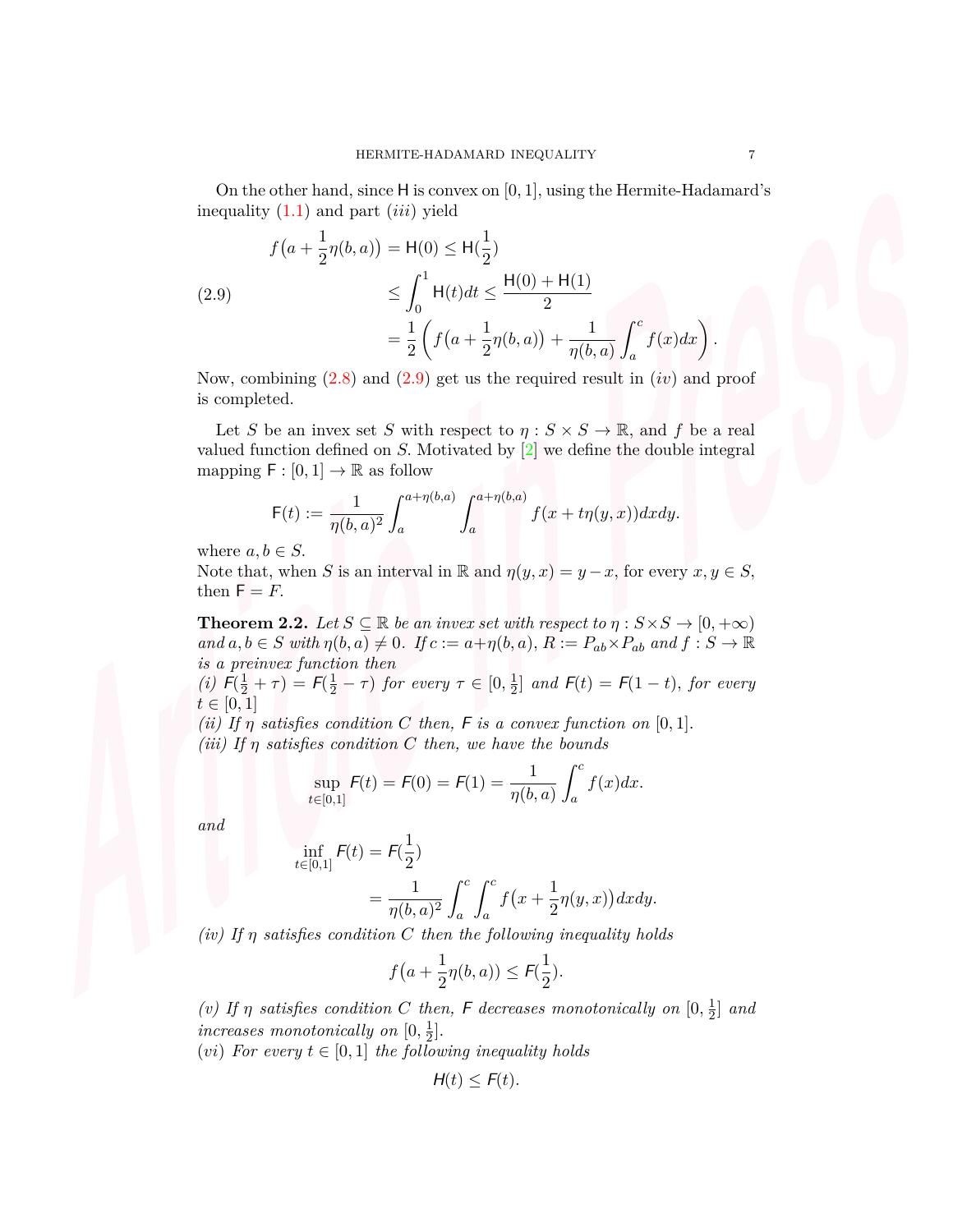On the other hand, since $\mathsf{H}$ is convex on $[0,1]$, using the Hermite-Hadamard's inequality (1.1) and part $(iii)$ yield

$$
\begin{aligned}
f\big(a+\frac{1}{2}\eta(b,a)\big) &= \mathsf{H}(0) \leq \mathsf{H}(\frac{1}{2}) \\
&\leq \int_0^1 \mathsf{H}(t)dt \leq \frac{\mathsf{H}(0)+\mathsf{H}(1)}{2} \\
&= \frac{1}{2}\left(f\big(a+\frac{1}{2}\eta(b,a)\big) + \frac{1}{\eta(b,a)}\int_a^c f(x)dx\right).
\end{aligned} \tag{2.9}
$$

Now, combining (2.8) and (2.9) get us the required result in $(iv)$ and proof is completed.

Let $S$ be an invex set $S$ with respect to $\eta : S\times S \to \mathbb{R}$, and $f$ be a real valued function defined on $S$. Motivated by [2] we define the double integral mapping $\mathsf{F} : [0,1] \to \mathbb{R}$ as follow

$$
\mathsf{F}(t) := \frac{1}{\eta(b,a)^2}\int_a^{a+\eta(b,a)}\int_a^{a+\eta(b,a)} f(x+t\eta(y,x))dxdy.
$$

where $a,b\in S$.
Note that, when $S$ is an interval in $\mathbb{R}$ and $\eta(y,x) = y-x$, for every $x,y\in S$, then $\mathsf{F} = F$.

**Theorem 2.2.** *Let $S\subseteq \mathbb{R}$ be an invex set with respect to $\eta : S\times S \to [0,+\infty)$ and $a,b\in S$ with $\eta(b,a)\neq 0$. If $c := a+\eta(b,a)$, $R := P_{ab}\times P_{ab}$ and $f : S\to\mathbb{R}$ is a preinvex function then*
*(i) $\mathsf{F}(\frac{1}{2}+\tau) = \mathsf{F}(\frac{1}{2}-\tau)$ for every $\tau\in[0,\frac{1}{2}]$ and $\mathsf{F}(t) = \mathsf{F}(1-t)$, for every $t\in[0,1]$*
*(ii) If $\eta$ satisfies condition $C$ then, $\mathsf{F}$ is a convex function on $[0,1]$.*
*(iii) If $\eta$ satisfies condition $C$ then, we have the bounds*

$$
\sup_{t\in[0,1]} \mathsf{F}(t) = \mathsf{F}(0) = \mathsf{F}(1) = \frac{1}{\eta(b,a)}\int_a^c f(x)dx.
$$

*and*

$$
\begin{aligned}
\inf_{t\in[0,1]} \mathsf{F}(t) &= \mathsf{F}(\frac{1}{2}) \\
&= \frac{1}{\eta(b,a)^2}\int_a^c\int_a^c f\big(x+\frac{1}{2}\eta(y,x)\big)dxdy.
\end{aligned}
$$

*(iv) If $\eta$ satisfies condition $C$ then the following inequality holds*

$$
f\big(a+\frac{1}{2}\eta(b,a)\big) \leq \mathsf{F}(\frac{1}{2}).
$$

*(v) If $\eta$ satisfies condition $C$ then, $\mathsf{F}$ decreases monotonically on $[0,\frac{1}{2}]$ and increases monotonically on $[0,\frac{1}{2}]$.*
*$(vi)$ For every $t\in[0,1]$ the following inequality holds*

$$
H(t) \leq \mathsf{F}(t).
$$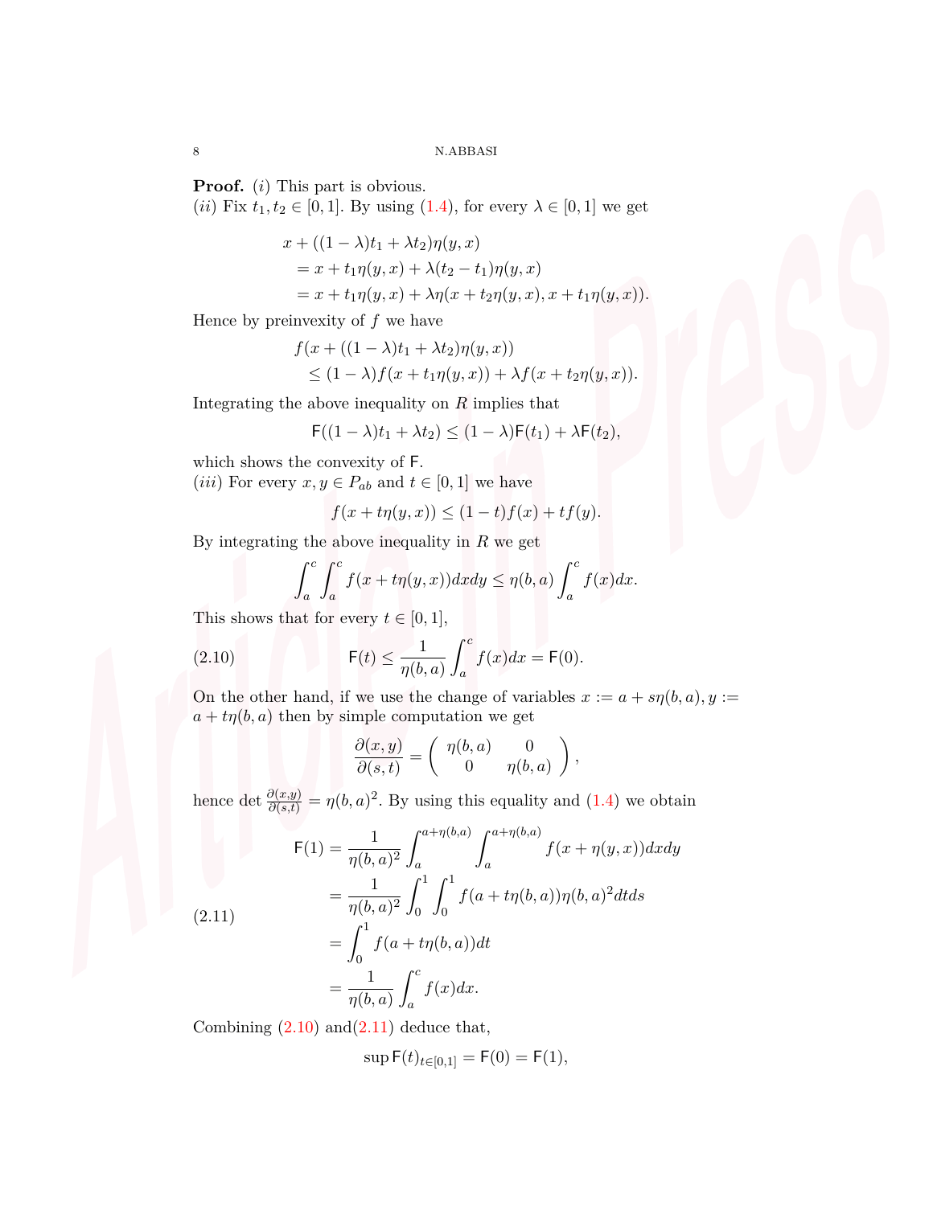**Proof.** $(i)$ This part is obvious.
$(ii)$ Fix $t_1, t_2 \in [0,1]$. By using (1.4), for every $\lambda \in [0,1]$ we get

$$\begin{aligned}
&x + ((1-\lambda)t_1 + \lambda t_2)\eta(y,x) \\
&= x + t_1\eta(y,x) + \lambda(t_2 - t_1)\eta(y,x) \\
&= x + t_1\eta(y,x) + \lambda\eta(x + t_2\eta(y,x), x + t_1\eta(y,x)).
\end{aligned}$$

Hence by preinvexity of $f$ we have

$$\begin{aligned}
&f(x + ((1-\lambda)t_1 + \lambda t_2)\eta(y,x)) \\
&\leq (1-\lambda)f(x + t_1\eta(y,x)) + \lambda f(x + t_2\eta(y,x)).
\end{aligned}$$

Integrating the above inequality on $R$ implies that

$$\mathsf{F}((1-\lambda)t_1 + \lambda t_2) \leq (1-\lambda)\mathsf{F}(t_1) + \lambda\mathsf{F}(t_2),$$

which shows the convexity of $\mathsf{F}$.
$(iii)$ For every $x, y \in P_{ab}$ and $t \in [0,1]$ we have

$$f(x + t\eta(y,x)) \leq (1-t)f(x) + tf(y).$$

By integrating the above inequality in $R$ we get

$$\int_a^c \int_a^c f(x + t\eta(y,x))dxdy \leq \eta(b,a)\int_a^c f(x)dx.$$

This shows that for every $t \in [0,1]$,

$$\mathsf{F}(t) \leq \frac{1}{\eta(b,a)}\int_a^c f(x)dx = \mathsf{F}(0). \tag{2.10}$$

On the other hand, if we use the change of variables $x := a + s\eta(b,a), y := a + t\eta(b,a)$ then by simple computation we get

$$\frac{\partial(x,y)}{\partial(s,t)} = \begin{pmatrix} \eta(b,a) & 0 \\ 0 & \eta(b,a) \end{pmatrix},$$

hence $\det \frac{\partial(x,y)}{\partial(s,t)} = \eta(b,a)^2$. By using this equality and (1.4) we obtain

$$\begin{aligned}
\mathsf{F}(1) &= \frac{1}{\eta(b,a)^2}\int_a^{a+\eta(b,a)}\int_a^{a+\eta(b,a)} f(x + \eta(y,x))dxdy \\
&= \frac{1}{\eta(b,a)^2}\int_0^1\int_0^1 f(a + t\eta(b,a))\eta(b,a)^2 dtds \\
&= \int_0^1 f(a + t\eta(b,a))dt \\
&= \frac{1}{\eta(b,a)}\int_a^c f(x)dx.
\end{aligned} \tag{2.11}$$

Combining (2.10) and(2.11) deduce that,

$$\sup \mathsf{F}(t)_{t\in[0,1]} = \mathsf{F}(0) = \mathsf{F}(1),$$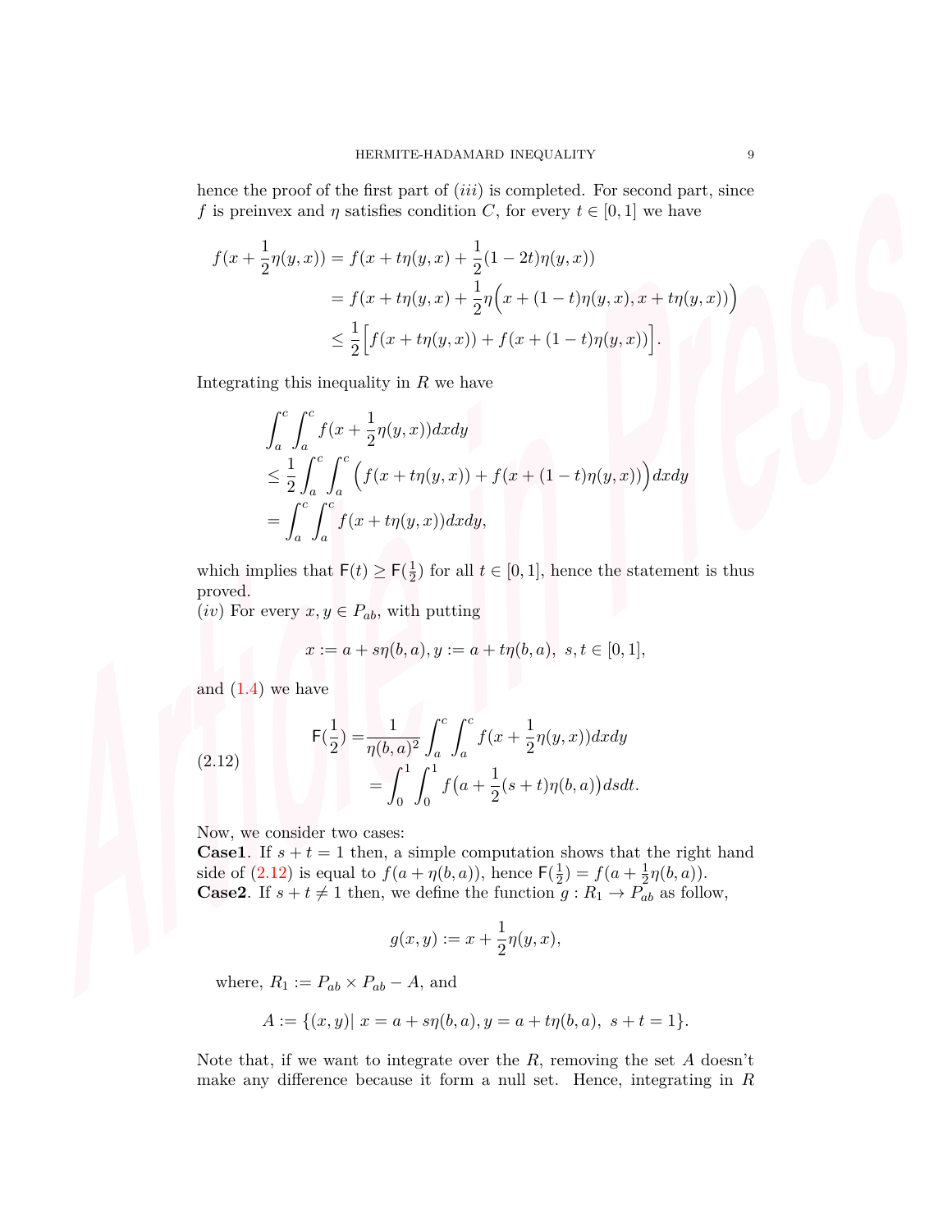hence the proof of the first part of $(iii)$ is completed. For second part, since $f$ is preinvex and $\eta$ satisfies condition $C$, for every $t \in [0,1]$ we have

$$
\begin{aligned}
f(x+\frac{1}{2}\eta(y,x)) &= f(x+t\eta(y,x)+\frac{1}{2}(1-2t)\eta(y,x)) \\
&= f(x+t\eta(y,x)+\frac{1}{2}\eta\Big(x+(1-t)\eta(y,x), x+t\eta(y,x)\Big)\Big) \\
&\le \frac{1}{2}\Big[f(x+t\eta(y,x))+f(x+(1-t)\eta(y,x))\Big].
\end{aligned}
$$

Integrating this inequality in $R$ we have

$$
\begin{aligned}
&\int_a^c\int_a^c f(x+\frac{1}{2}\eta(y,x))dxdy \\
&\le \frac{1}{2}\int_a^c\int_a^c \Big(f(x+t\eta(y,x))+f(x+(1-t)\eta(y,x))\Big)dxdy \\
&= \int_a^c\int_a^c f(x+t\eta(y,x))dxdy,
\end{aligned}
$$

which implies that $\mathsf{F}(t) \ge \mathsf{F}(\frac{1}{2})$ for all $t \in [0,1]$, hence the statement is thus proved.

$(iv)$ For every $x, y \in P_{ab}$, with putting

$$
x := a+s\eta(b,a), y := a+t\eta(b,a), \ \ s,t \in [0,1],
$$

and (1.4) we have

$$
\begin{aligned}
\mathsf{F}(\frac{1}{2}) &= \frac{1}{\eta(b,a)^2}\int_a^c\int_a^c f(x+\frac{1}{2}\eta(y,x))dxdy \\
&= \int_0^1\int_0^1 f\big(a+\frac{1}{2}(s+t)\eta(b,a)\big)dsdt.
\end{aligned} \tag{2.12}
$$

Now, we consider two cases:

**Case1**. If $s+t=1$ then, a simple computation shows that the right hand side of (2.12) is equal to $f(a+\eta(b,a))$, hence $\mathsf{F}(\frac{1}{2}) = f(a+\frac{1}{2}\eta(b,a))$.

**Case2**. If $s+t \neq 1$ then, we define the function $g : R_1 \to P_{ab}$ as follow,

$$
g(x,y) := x+\frac{1}{2}\eta(y,x),
$$

where, $R_1 := P_{ab} \times P_{ab} - A$, and

$$
A := \{(x,y)|\ x = a+s\eta(b,a), y = a+t\eta(b,a),\ s+t = 1\}.
$$

Note that, if we want to integrate over the $R$, removing the set $A$ doesn't make any difference because it form a null set. Hence, integrating in $R$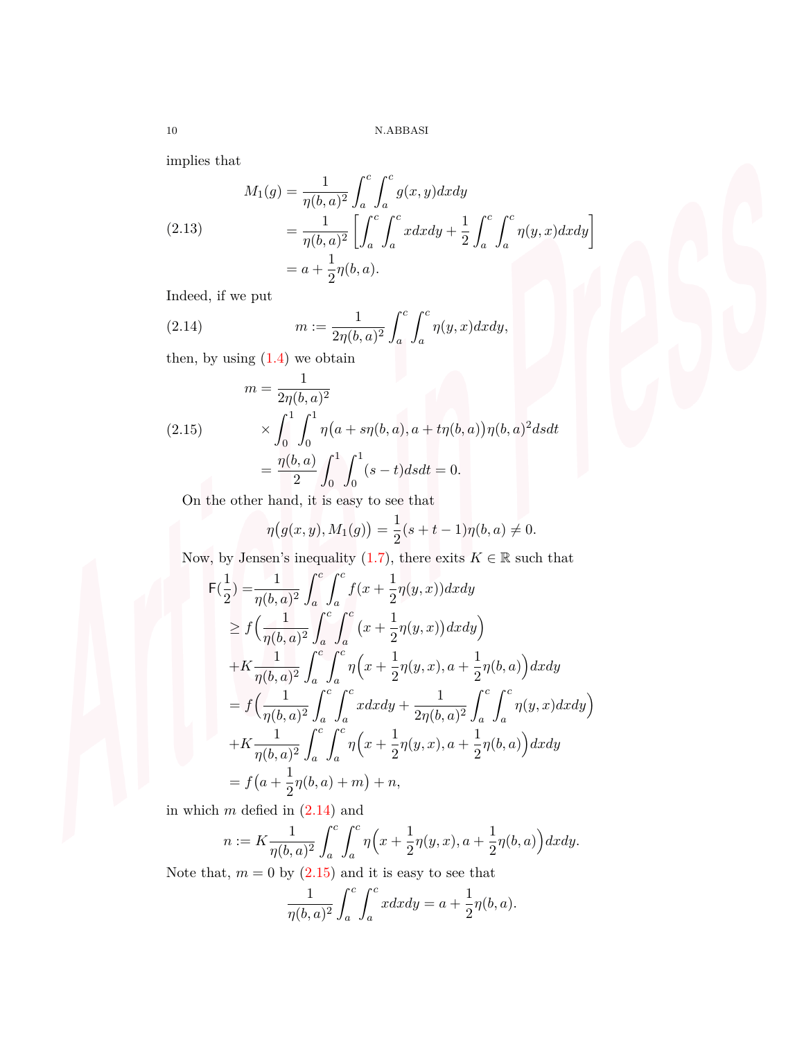implies that

$$
\begin{aligned}
M_1(g) &= \frac{1}{\eta(b,a)^2}\int_a^c\int_a^c g(x,y)dxdy \\
&= \frac{1}{\eta(b,a)^2}\left[\int_a^c\int_a^c xdxdy + \frac{1}{2}\int_a^c\int_a^c \eta(y,x)dxdy\right] \qquad (2.13)\\
&= a + \frac{1}{2}\eta(b,a).
\end{aligned}
$$

Indeed, if we put

$$
m := \frac{1}{2\eta(b,a)^2}\int_a^c\int_a^c \eta(y,x)dxdy, \qquad (2.14)
$$

then, by using (1.4) we obtain

$$
\begin{aligned}
m &= \frac{1}{2\eta(b,a)^2} \\
&\times \int_0^1\int_0^1 \eta\big(a+s\eta(b,a), a+t\eta(b,a)\big)\eta(b,a)^2 dsdt \qquad (2.15)\\
&= \frac{\eta(b,a)}{2}\int_0^1\int_0^1 (s-t)dsdt = 0.
\end{aligned}
$$

On the other hand, it is easy to see that

$$
\eta\big(g(x,y), M_1(g)\big) = \frac{1}{2}(s+t-1)\eta(b,a) \neq 0.
$$

Now, by Jensen's inequality (1.7), there exits $K \in \mathbb{R}$ such that

$$
\begin{aligned}
\mathsf{F}(\frac{1}{2}) =& \frac{1}{\eta(b,a)^2}\int_a^c\int_a^c f(x+\frac{1}{2}\eta(y,x))dxdy \\
\geq& f\Big(\frac{1}{\eta(b,a)^2}\int_a^c\int_a^c \big(x+\frac{1}{2}\eta(y,x)\big)dxdy\Big) \\
&+K\frac{1}{\eta(b,a)^2}\int_a^c\int_a^c \eta\Big(x+\frac{1}{2}\eta(y,x), a+\frac{1}{2}\eta(b,a)\Big)dxdy \\
=& f\Big(\frac{1}{\eta(b,a)^2}\int_a^c\int_a^c xdxdy + \frac{1}{2\eta(b,a)^2}\int_a^c\int_a^c \eta(y,x)dxdy\Big) \\
&+K\frac{1}{\eta(b,a)^2}\int_a^c\int_a^c \eta\Big(x+\frac{1}{2}\eta(y,x), a+\frac{1}{2}\eta(b,a)\Big)dxdy \\
=& f\big(a+\frac{1}{2}\eta(b,a)+m\big)+n,
\end{aligned}
$$

in which $m$ defied in (2.14) and

$$
n := K\frac{1}{\eta(b,a)^2}\int_a^c\int_a^c \eta\Big(x+\frac{1}{2}\eta(y,x), a+\frac{1}{2}\eta(b,a)\Big)dxdy.
$$

Note that, $m=0$ by (2.15) and it is easy to see that

$$
\frac{1}{\eta(b,a)^2}\int_a^c\int_a^c xdxdy = a+\frac{1}{2}\eta(b,a).
$$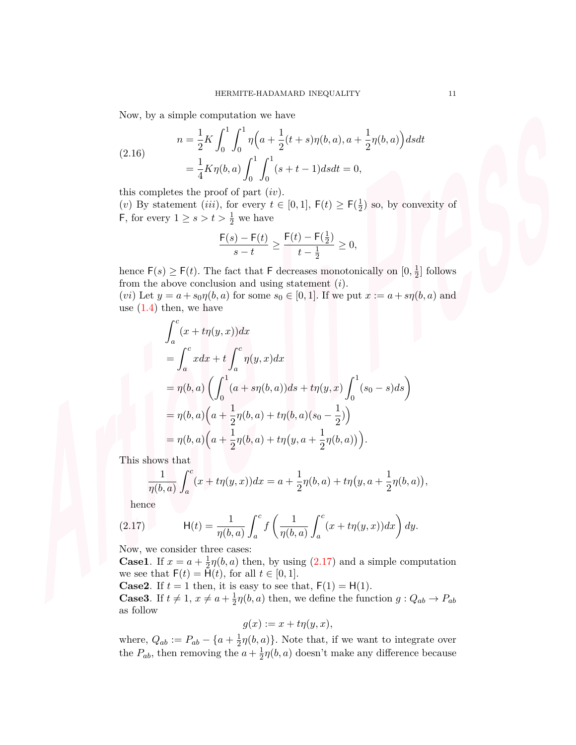Now, by a simple computation we have

$$
\begin{aligned}
n &= \frac{1}{2}K\int_0^1\int_0^1 \eta\Big(a+\frac{1}{2}(t+s)\eta(b,a), a+\frac{1}{2}\eta(b,a)\Big)dsdt \\
&= \frac{1}{4}K\eta(b,a)\int_0^1\int_0^1 (s+t-1)dsdt = 0,
\end{aligned} \tag{2.16}
$$

this completes the proof of part $(iv)$.

$(v)$ By statement $(iii)$, for every $t \in [0,1]$, $\mathsf{F}(t) \geq \mathsf{F}(\frac{1}{2})$ so, by convexity of $\mathsf{F}$, for every $1 \geq s > t > \frac{1}{2}$ we have

$$
\frac{\mathsf{F}(s)-\mathsf{F}(t)}{s-t} \geq \frac{\mathsf{F}(t)-\mathsf{F}(\frac{1}{2})}{t-\frac{1}{2}} \geq 0,
$$

hence $\mathsf{F}(s) \geq \mathsf{F}(t)$. The fact that $\mathsf{F}$ decreases monotonically on $[0, \frac{1}{2}]$ follows from the above conclusion and using statement $(i)$.

$(vi)$ Let $y = a + s_0\eta(b,a)$ for some $s_0 \in [0,1]$. If we put $x := a + s\eta(b,a)$ and use (1.4) then, we have

$$
\begin{aligned}
&\int_a^c (x+t\eta(y,x))dx \\
&= \int_a^c xdx + t\int_a^c \eta(y,x)dx \\
&= \eta(b,a)\left(\int_0^1 (a+s\eta(b,a))ds + t\eta(y,x)\int_0^1 (s_0-s)ds\right) \\
&= \eta(b,a)\Big(a+\frac{1}{2}\eta(b,a)+t\eta(b,a)(s_0-\frac{1}{2})\Big) \\
&= \eta(b,a)\Big(a+\frac{1}{2}\eta(b,a)+t\eta\big(y,a+\frac{1}{2}\eta(b,a)\big)\Big).
\end{aligned}
$$

This shows that

$$
\frac{1}{\eta(b,a)}\int_a^c (x+t\eta(y,x))dx = a+\frac{1}{2}\eta(b,a)+t\eta\big(y,a+\frac{1}{2}\eta(b,a)\big),
$$

hence

$$
\mathsf{H}(t) = \frac{1}{\eta(b,a)}\int_a^c f\left(\frac{1}{\eta(b,a)}\int_a^c (x+t\eta(y,x))dx\right)dy. \tag{2.17}
$$

Now, we consider three cases:

**Case1**. If $x = a + \frac{1}{2}\eta(b,a)$ then, by using (2.17) and a simple computation we see that $\mathsf{F}(t) = \mathsf{H}(t)$, for all $t \in [0,1]$.

**Case2**. If $t = 1$ then, it is easy to see that, $\mathsf{F}(1) = \mathsf{H}(1)$.

**Case3**. If $t \neq 1$, $x \neq a + \frac{1}{2}\eta(b,a)$ then, we define the function $g : Q_{ab} \to P_{ab}$ as follow

$$
g(x) := x + t\eta(y,x),
$$

where, $Q_{ab} := P_{ab} - \{a + \frac{1}{2}\eta(b,a)\}$. Note that, if we want to integrate over the $P_{ab}$, then removing the $a + \frac{1}{2}\eta(b,a)$ doesn't make any difference because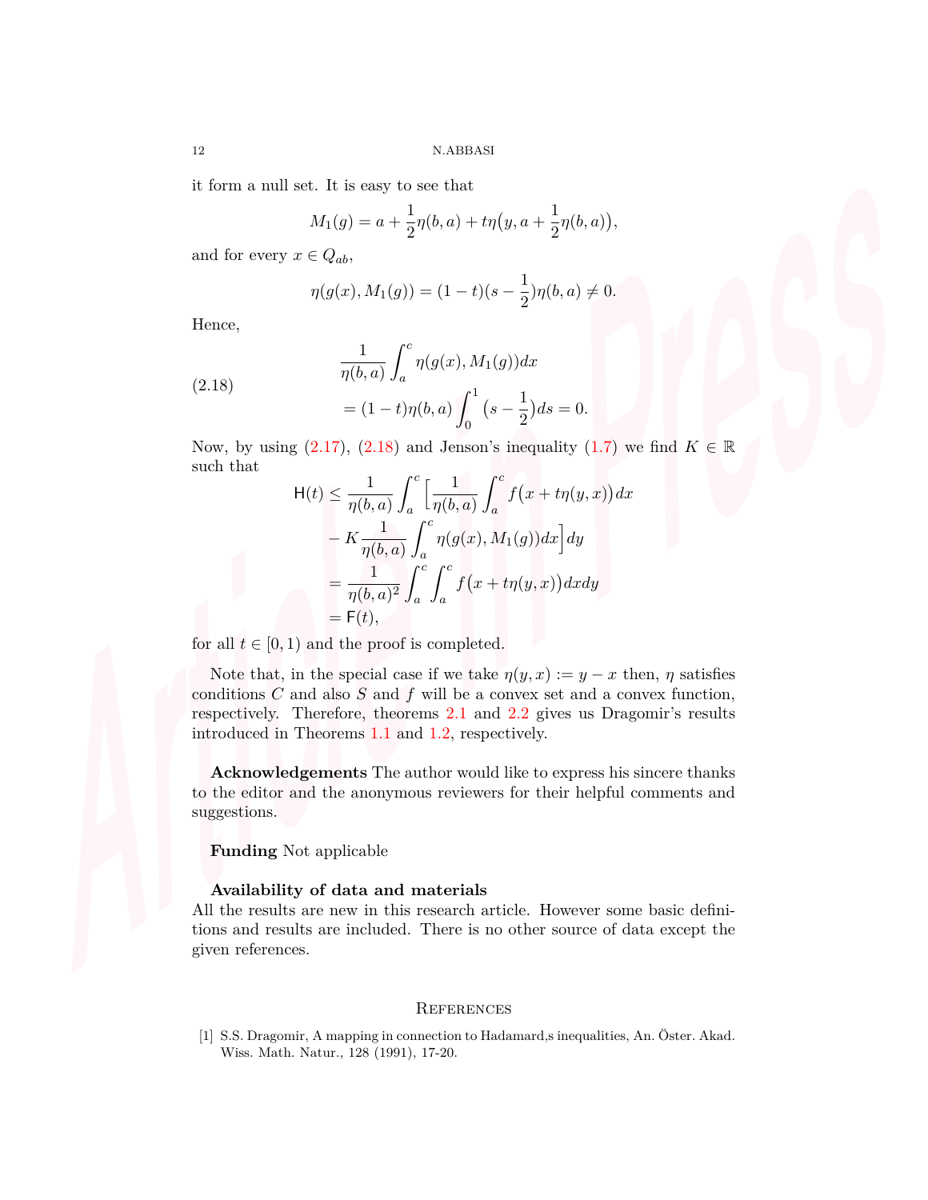it form a null set. It is easy to see that

$$M_1(g) = a + \frac{1}{2}\eta(b,a) + t\eta\big(y, a + \frac{1}{2}\eta(b,a)\big),$$

and for every $x \in Q_{ab}$,

$$\eta(g(x), M_1(g)) = (1-t)(s - \frac{1}{2})\eta(b,a) \neq 0.$$

Hence,

$$\begin{aligned} &\frac{1}{\eta(b,a)}\int_a^c \eta(g(x), M_1(g))dx \\ &= (1-t)\eta(b,a)\int_0^1 \big(s - \frac{1}{2}\big)ds = 0. \end{aligned} \tag{2.18}$$

Now, by using (2.17), (2.18) and Jenson's inequality (1.7) we find $K \in \mathbb{R}$ such that

$$\begin{aligned} \mathsf{H}(t) &\leq \frac{1}{\eta(b,a)}\int_a^c \Big[\frac{1}{\eta(b,a)}\int_a^c f\big(x + t\eta(y,x)\big)dx \\ &\quad - K\frac{1}{\eta(b,a)}\int_a^c \eta(g(x), M_1(g))dx\Big]dy \\ &= \frac{1}{\eta(b,a)^2}\int_a^c\int_a^c f\big(x + t\eta(y,x)\big)dxdy \\ &= \mathsf{F}(t), \end{aligned}$$

for all $t \in [0,1)$ and the proof is completed.

Note that, in the special case if we take $\eta(y,x) := y - x$ then, $\eta$ satisfies conditions $C$ and also $S$ and $f$ will be a convex set and a convex function, respectively. Therefore, theorems 2.1 and 2.2 gives us Dragomir's results introduced in Theorems 1.1 and 1.2, respectively.

**Acknowledgements** The author would like to express his sincere thanks to the editor and the anonymous reviewers for their helpful comments and suggestions.

**Funding** Not applicable

**Availability of data and materials**
All the results are new in this research article. However some basic definitions and results are included. There is no other source of data except the given references.

## References

[1] S.S. Dragomir, A mapping in connection to Hadamard,s inequalities, An. Öster. Akad. Wiss. Math. Natur., 128 (1991), 17-20.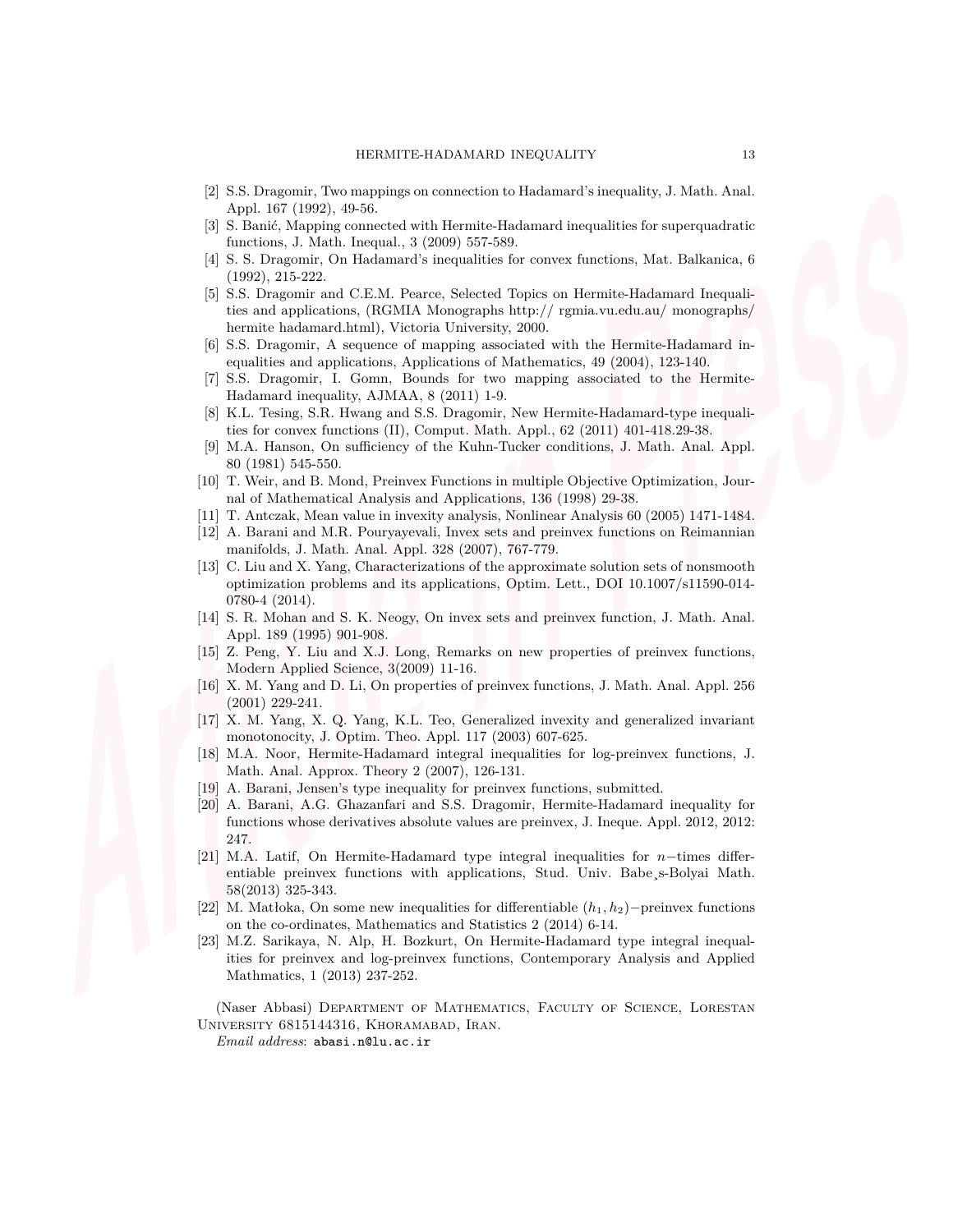[2] S.S. Dragomir, Two mappings on connection to Hadamard's inequality, J. Math. Anal. Appl. 167 (1992), 49-56.

[3] S. Banić, Mapping connected with Hermite-Hadamard inequalities for superquadratic functions, J. Math. Inequal., 3 (2009) 557-589.

[4] S. S. Dragomir, On Hadamard's inequalities for convex functions, Mat. Balkanica, 6 (1992), 215-222.

[5] S.S. Dragomir and C.E.M. Pearce, Selected Topics on Hermite-Hadamard Inequalities and applications, (RGMIA Monographs http:// rgmia.vu.edu.au/ monographs/ hermite hadamard.html), Victoria University, 2000.

[6] S.S. Dragomir, A sequence of mapping associated with the Hermite-Hadamard inequalities and applications, Applications of Mathematics, 49 (2004), 123-140.

[7] S.S. Dragomir, I. Gomn, Bounds for two mapping associated to the Hermite-Hadamard inequality, AJMAA, 8 (2011) 1-9.

[8] K.L. Tesing, S.R. Hwang and S.S. Dragomir, New Hermite-Hadamard-type inequalities for convex functions (II), Comput. Math. Appl., 62 (2011) 401-418.29-38.

[9] M.A. Hanson, On sufficiency of the Kuhn-Tucker conditions, J. Math. Anal. Appl. 80 (1981) 545-550.

[10] T. Weir, and B. Mond, Preinvex Functions in multiple Objective Optimization, Journal of Mathematical Analysis and Applications, 136 (1998) 29-38.

[11] T. Antczak, Mean value in invexity analysis, Nonlinear Analysis 60 (2005) 1471-1484.

[12] A. Barani and M.R. Pouryayevali, Invex sets and preinvex functions on Reimannian manifolds, J. Math. Anal. Appl. 328 (2007), 767-779.

[13] C. Liu and X. Yang, Characterizations of the approximate solution sets of nonsmooth optimization problems and its applications, Optim. Lett., DOI 10.1007/s11590-014-0780-4 (2014).

[14] S. R. Mohan and S. K. Neogy, On invex sets and preinvex function, J. Math. Anal. Appl. 189 (1995) 901-908.

[15] Z. Peng, Y. Liu and X.J. Long, Remarks on new properties of preinvex functions, Modern Applied Science, 3(2009) 11-16.

[16] X. M. Yang and D. Li, On properties of preinvex functions, J. Math. Anal. Appl. 256 (2001) 229-241.

[17] X. M. Yang, X. Q. Yang, K.L. Teo, Generalized invexity and generalized invariant monotonocity, J. Optim. Theo. Appl. 117 (2003) 607-625.

[18] M.A. Noor, Hermite-Hadamard integral inequalities for log-preinvex functions, J. Math. Anal. Approx. Theory 2 (2007), 126-131.

[19] A. Barani, Jensen's type inequality for preinvex functions, submitted.

[20] A. Barani, A.G. Ghazanfari and S.S. Dragomir, Hermite-Hadamard inequality for functions whose derivatives absolute values are preinvex, J. Ineque. Appl. 2012, 2012: 247.

[21] M.A. Latif, On Hermite-Hadamard type integral inequalities for $n-$times differentiable preinvex functions with applications, Stud. Univ. Babeş-Bolyai Math. 58(2013) 325-343.

[22] M. Matłoka, On some new inequalities for differentiable $(h_1, h_2)-$preinvex functions on the co-ordinates, Mathematics and Statistics 2 (2014) 6-14.

[23] M.Z. Sarikaya, N. Alp, H. Bozkurt, On Hermite-Hadamard type integral inequalities for preinvex and log-preinvex functions, Contemporary Analysis and Applied Mathmatics, 1 (2013) 237-252.

(Naser Abbasi) Department of Mathematics, Faculty of Science, Lorestan University 6815144316, Khoramabad, Iran.

*Email address*: abasi.n@lu.ac.ir